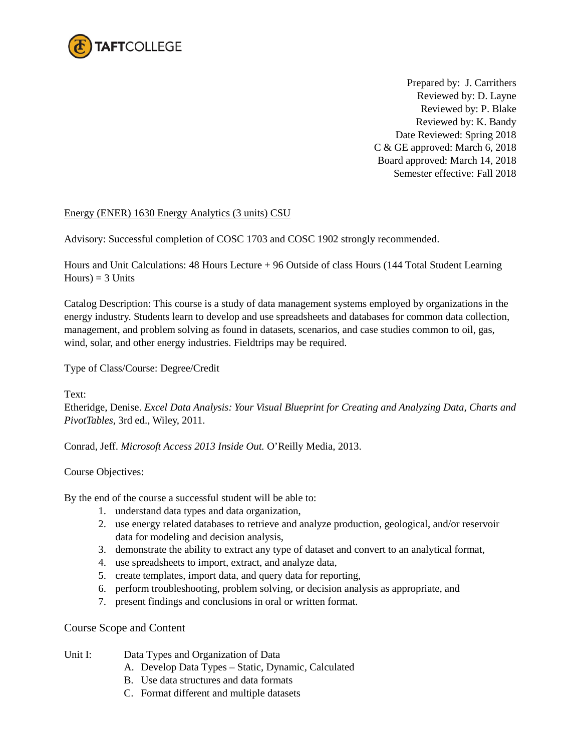TAFTCOLLEGE

Prepared by: J. Carrithers
Reviewed by: D. Layne
Reviewed by: P. Blake
Reviewed by: K. Bandy
Date Reviewed: Spring 2018
C & GE approved: March 6, 2018
Board approved: March 14, 2018
Semester effective: Fall 2018

Energy (ENER) 1630 Energy Analytics (3 units) CSU

Advisory: Successful completion of COSC 1703 and COSC 1902 strongly recommended.

Hours and Unit Calculations: 48 Hours Lecture + 96 Outside of class Hours (144 Total Student Learning Hours) = 3 Units

Catalog Description: This course is a study of data management systems employed by organizations in the energy industry. Students learn to develop and use spreadsheets and databases for common data collection, management, and problem solving as found in datasets, scenarios, and case studies common to oil, gas, wind, solar, and other energy industries. Fieldtrips may be required.

Type of Class/Course: Degree/Credit

Text:
Etheridge, Denise. *Excel Data Analysis: Your Visual Blueprint for Creating and Analyzing Data, Charts and PivotTables,* 3rd ed., Wiley, 2011.

Conrad, Jeff. *Microsoft Access 2013 Inside Out.* O'Reilly Media, 2013.

Course Objectives:

By the end of the course a successful student will be able to:

1. understand data types and data organization,
2. use energy related databases to retrieve and analyze production, geological, and/or reservoir data for modeling and decision analysis,
3. demonstrate the ability to extract any type of dataset and convert to an analytical format,
4. use spreadsheets to import, extract, and analyze data,
5. create templates, import data, and query data for reporting,
6. perform troubleshooting, problem solving, or decision analysis as appropriate, and
7. present findings and conclusions in oral or written format.

Course Scope and Content

Unit I: Data Types and Organization of Data

- A. Develop Data Types – Static, Dynamic, Calculated
- B. Use data structures and data formats
- C. Format different and multiple datasets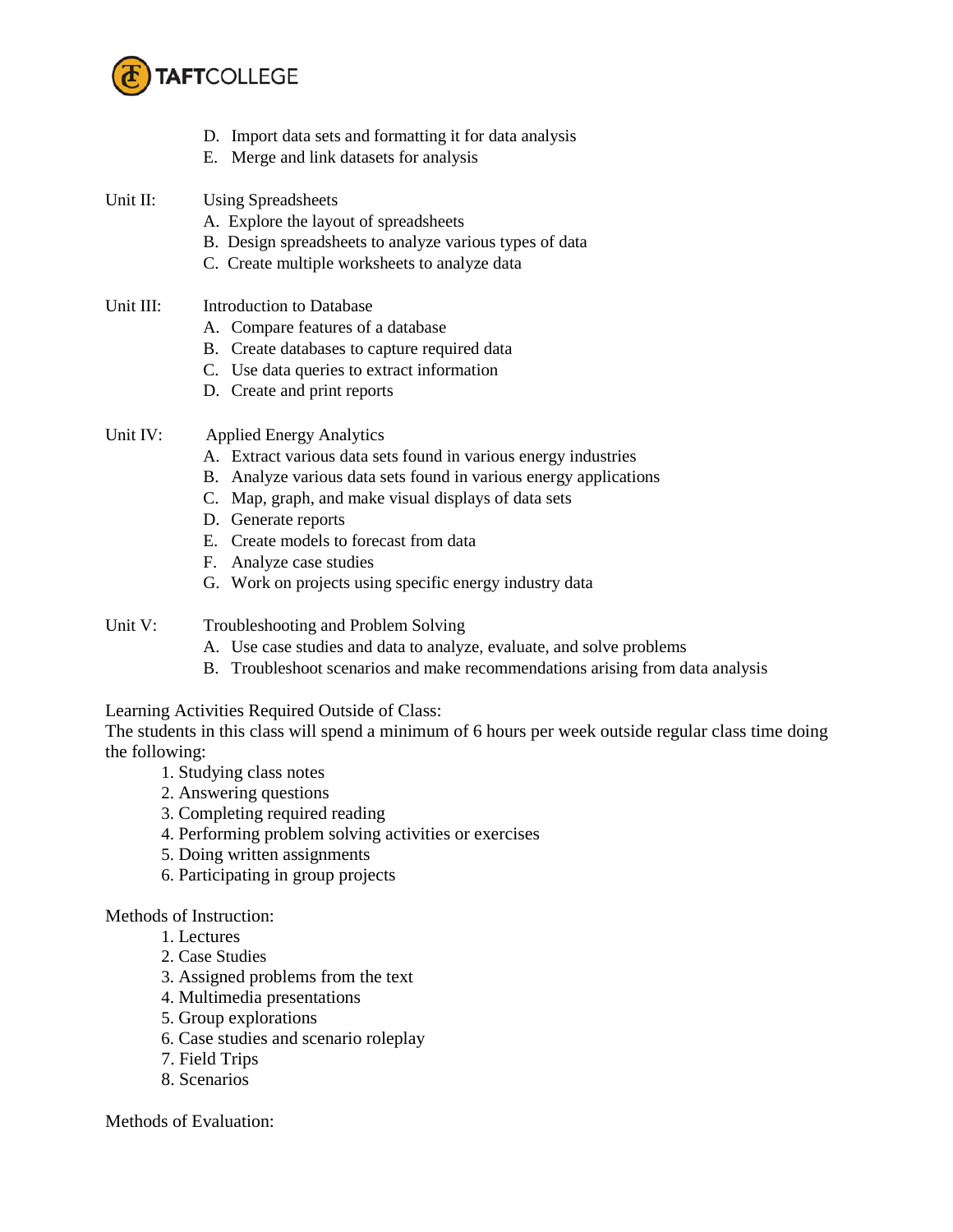D. Import data sets and formatting it for data analysis
E. Merge and link datasets for analysis

Unit II: Using Spreadsheets

A. Explore the layout of spreadsheets
B. Design spreadsheets to analyze various types of data
C. Create multiple worksheets to analyze data

Unit III: Introduction to Database

A. Compare features of a database
B. Create databases to capture required data
C. Use data queries to extract information
D. Create and print reports

Unit IV: Applied Energy Analytics

A. Extract various data sets found in various energy industries
B. Analyze various data sets found in various energy applications
C. Map, graph, and make visual displays of data sets
D. Generate reports
E. Create models to forecast from data
F. Analyze case studies
G. Work on projects using specific energy industry data

Unit V: Troubleshooting and Problem Solving

A. Use case studies and data to analyze, evaluate, and solve problems
B. Troubleshoot scenarios and make recommendations arising from data analysis

Learning Activities Required Outside of Class:
The students in this class will spend a minimum of 6 hours per week outside regular class time doing the following:

1. Studying class notes
2. Answering questions
3. Completing required reading
4. Performing problem solving activities or exercises
5. Doing written assignments
6. Participating in group projects

Methods of Instruction:

1. Lectures
2. Case Studies
3. Assigned problems from the text
4. Multimedia presentations
5. Group explorations
6. Case studies and scenario roleplay
7. Field Trips
8. Scenarios

Methods of Evaluation: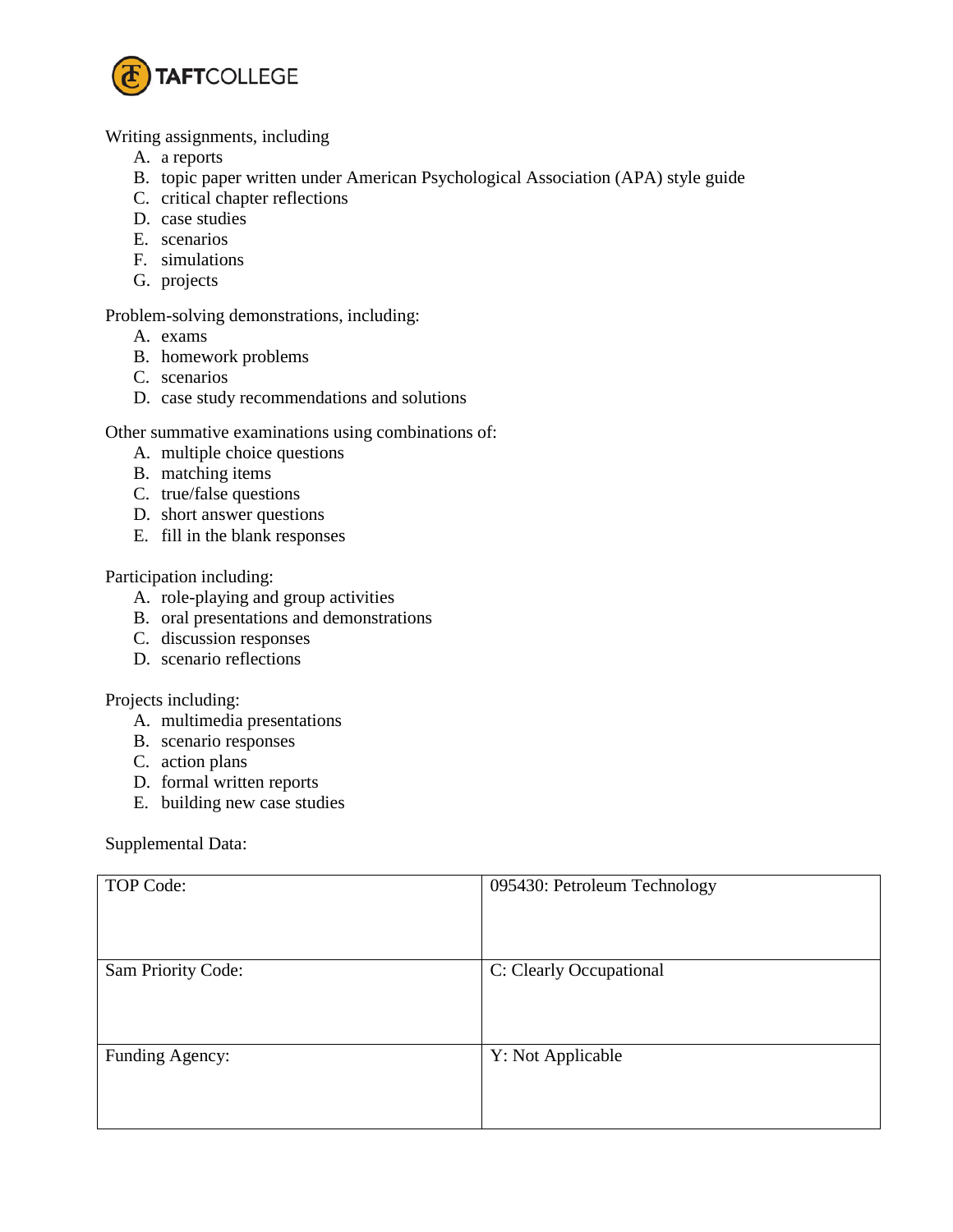Writing assignments, including

A. a reports
B. topic paper written under American Psychological Association (APA) style guide
C. critical chapter reflections
D. case studies
E. scenarios
F. simulations
G. projects

Problem-solving demonstrations, including:

A. exams
B. homework problems
C. scenarios
D. case study recommendations and solutions

Other summative examinations using combinations of:

A. multiple choice questions
B. matching items
C. true/false questions
D. short answer questions
E. fill in the blank responses

Participation including:

A. role-playing and group activities
B. oral presentations and demonstrations
C. discussion responses
D. scenario reflections

Projects including:

A. multimedia presentations
B. scenario responses
C. action plans
D. formal written reports
E. building new case studies

Supplemental Data:

| | |
|---|---|
| TOP Code: | 095430: Petroleum Technology |
| Sam Priority Code: | C: Clearly Occupational |
| Funding Agency: | Y: Not Applicable |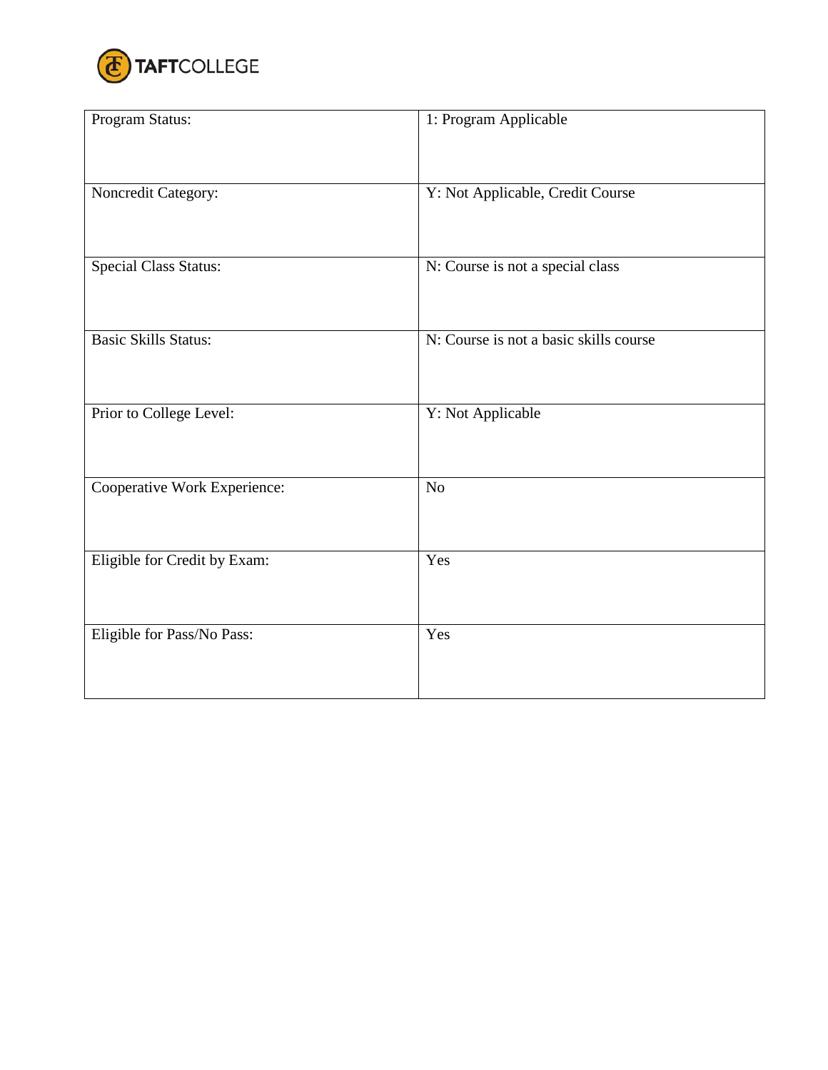| | |
|---|---|
| Program Status: | 1: Program Applicable |
| Noncredit Category: | Y: Not Applicable, Credit Course |
| Special Class Status: | N: Course is not a special class |
| Basic Skills Status: | N: Course is not a basic skills course |
| Prior to College Level: | Y: Not Applicable |
| Cooperative Work Experience: | No |
| Eligible for Credit by Exam: | Yes |
| Eligible for Pass/No Pass: | Yes |